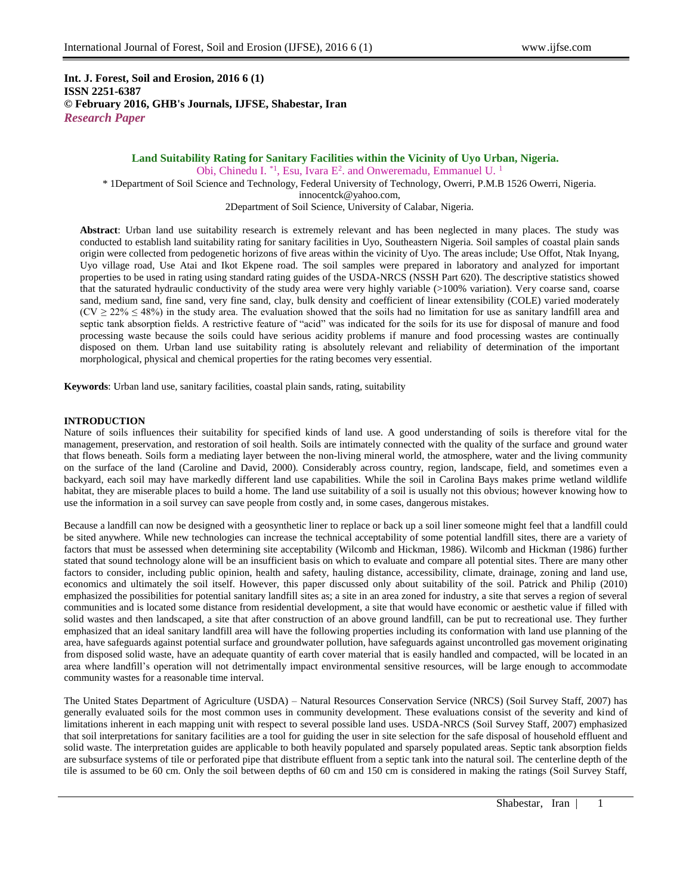**Int. J. Forest, Soil and Erosion, 2016 6 (1)**
**ISSN 2251-6387**
**© February 2016, GHB's Journals, IJFSE, Shabestar, Iran**
***Research Paper***

# Land Suitability Rating for Sanitary Facilities within the Vicinity of Uyo Urban, Nigeria.

Obi, Chinedu I. *[1], Esu, Ivara E[2]. and Onweremadu, Emmanuel U. [1]

* 1Department of Soil Science and Technology, Federal University of Technology, Owerri, P.M.B 1526 Owerri, Nigeria.
innocentck@yahoo.com,
2Department of Soil Science, University of Calabar, Nigeria.

**Abstract**: Urban land use suitability research is extremely relevant and has been neglected in many places. The study was conducted to establish land suitability rating for sanitary facilities in Uyo, Southeastern Nigeria. Soil samples of coastal plain sands origin were collected from pedogenetic horizons of five areas within the vicinity of Uyo. The areas include; Use Offot, Ntak Inyang, Uyo village road, Use Atai and Ikot Ekpene road. The soil samples were prepared in laboratory and analyzed for important properties to be used in rating using standard rating guides of the USDA-NRCS (NSSH Part 620). The descriptive statistics showed that the saturated hydraulic conductivity of the study area were very highly variable (>100% variation). Very coarse sand, coarse sand, medium sand, fine sand, very fine sand, clay, bulk density and coefficient of linear extensibility (COLE) varied moderately (CV $\geq$ 22% $\leq$ 48%) in the study area. The evaluation showed that the soils had no limitation for use as sanitary landfill area and septic tank absorption fields. A restrictive feature of "acid" was indicated for the soils for its use for disposal of manure and food processing waste because the soils could have serious acidity problems if manure and food processing wastes are continually disposed on them. Urban land use suitability rating is absolutely relevant and reliability of determination of the important morphological, physical and chemical properties for the rating becomes very essential.

**Keywords**: Urban land use, sanitary facilities, coastal plain sands, rating, suitability

## INTRODUCTION

Nature of soils influences their suitability for specified kinds of land use. A good understanding of soils is therefore vital for the management, preservation, and restoration of soil health. Soils are intimately connected with the quality of the surface and ground water that flows beneath. Soils form a mediating layer between the non-living mineral world, the atmosphere, water and the living community on the surface of the land (Caroline and David, 2000). Considerably across country, region, landscape, field, and sometimes even a backyard, each soil may have markedly different land use capabilities. While the soil in Carolina Bays makes prime wetland wildlife habitat, they are miserable places to build a home. The land use suitability of a soil is usually not this obvious; however knowing how to use the information in a soil survey can save people from costly and, in some cases, dangerous mistakes.

Because a landfill can now be designed with a geosynthetic liner to replace or back up a soil liner someone might feel that a landfill could be sited anywhere. While new technologies can increase the technical acceptability of some potential landfill sites, there are a variety of factors that must be assessed when determining site acceptability (Wilcomb and Hickman, 1986). Wilcomb and Hickman (1986) further stated that sound technology alone will be an insufficient basis on which to evaluate and compare all potential sites. There are many other factors to consider, including public opinion, health and safety, hauling distance, accessibility, climate, drainage, zoning and land use, economics and ultimately the soil itself. However, this paper discussed only about suitability of the soil. Patrick and Philip (2010) emphasized the possibilities for potential sanitary landfill sites as; a site in an area zoned for industry, a site that serves a region of several communities and is located some distance from residential development, a site that would have economic or aesthetic value if filled with solid wastes and then landscaped, a site that after construction of an above ground landfill, can be put to recreational use. They further emphasized that an ideal sanitary landfill area will have the following properties including its conformation with land use planning of the area, have safeguards against potential surface and groundwater pollution, have safeguards against uncontrolled gas movement originating from disposed solid waste, have an adequate quantity of earth cover material that is easily handled and compacted, will be located in an area where landfill's operation will not detrimentally impact environmental sensitive resources, will be large enough to accommodate community wastes for a reasonable time interval.

The United States Department of Agriculture (USDA) – Natural Resources Conservation Service (NRCS) (Soil Survey Staff, 2007) has generally evaluated soils for the most common uses in community development. These evaluations consist of the severity and kind of limitations inherent in each mapping unit with respect to several possible land uses. USDA-NRCS (Soil Survey Staff, 2007) emphasized that soil interpretations for sanitary facilities are a tool for guiding the user in site selection for the safe disposal of household effluent and solid waste. The interpretation guides are applicable to both heavily populated and sparsely populated areas. Septic tank absorption fields are subsurface systems of tile or perforated pipe that distribute effluent from a septic tank into the natural soil. The centerline depth of the tile is assumed to be 60 cm. Only the soil between depths of 60 cm and 150 cm is considered in making the ratings (Soil Survey Staff,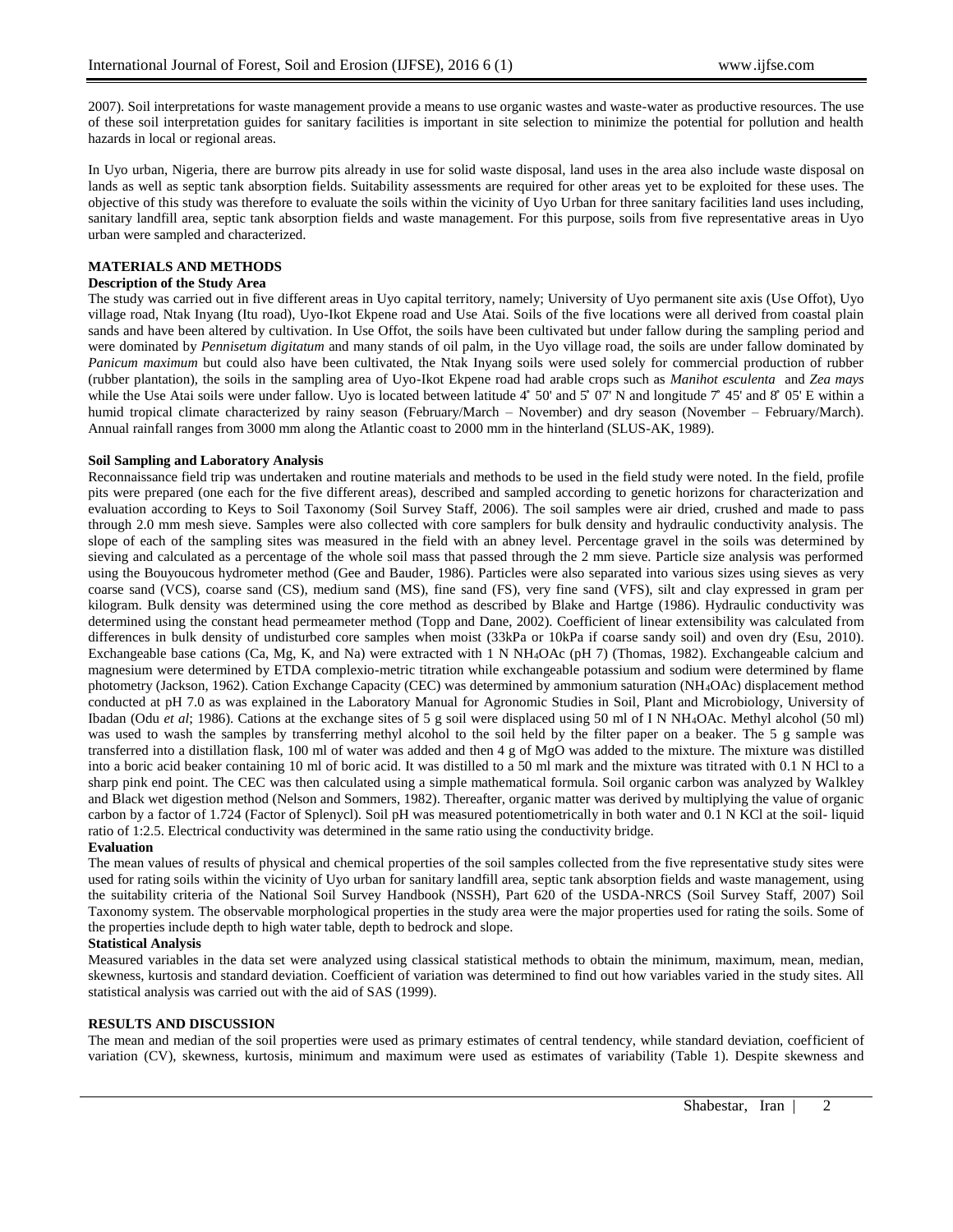2007). Soil interpretations for waste management provide a means to use organic wastes and waste-water as productive resources. The use of these soil interpretation guides for sanitary facilities is important in site selection to minimize the potential for pollution and health hazards in local or regional areas.

In Uyo urban, Nigeria, there are burrow pits already in use for solid waste disposal, land uses in the area also include waste disposal on lands as well as septic tank absorption fields. Suitability assessments are required for other areas yet to be exploited for these uses. The objective of this study was therefore to evaluate the soils within the vicinity of Uyo Urban for three sanitary facilities land uses including, sanitary landfill area, septic tank absorption fields and waste management. For this purpose, soils from five representative areas in Uyo urban were sampled and characterized.

## MATERIALS AND METHODS

### Description of the Study Area

The study was carried out in five different areas in Uyo capital territory, namely; University of Uyo permanent site axis (Use Offot), Uyo village road, Ntak Inyang (Itu road), Uyo-Ikot Ekpene road and Use Atai. Soils of the five locations were all derived from coastal plain sands and have been altered by cultivation. In Use Offot, the soils have been cultivated but under fallow during the sampling period and were dominated by *Pennisetum digitatum* and many stands of oil palm, in the Uyo village road, the soils are under fallow dominated by *Panicum maximum* but could also have been cultivated, the Ntak Inyang soils were used solely for commercial production of rubber (rubber plantation), the soils in the sampling area of Uyo-Ikot Ekpene road had arable crops such as *Manihot esculenta* and *Zea mays* while the Use Atai soils were under fallow. Uyo is located between latitude 4˚ 50' and 5˚ 07' N and longitude 7˚ 45' and 8˚ 05' E within a humid tropical climate characterized by rainy season (February/March – November) and dry season (November – February/March). Annual rainfall ranges from 3000 mm along the Atlantic coast to 2000 mm in the hinterland (SLUS-AK, 1989).

### Soil Sampling and Laboratory Analysis

Reconnaissance field trip was undertaken and routine materials and methods to be used in the field study were noted. In the field, profile pits were prepared (one each for the five different areas), described and sampled according to genetic horizons for characterization and evaluation according to Keys to Soil Taxonomy (Soil Survey Staff, 2006). The soil samples were air dried, crushed and made to pass through 2.0 mm mesh sieve. Samples were also collected with core samplers for bulk density and hydraulic conductivity analysis. The slope of each of the sampling sites was measured in the field with an abney level. Percentage gravel in the soils was determined by sieving and calculated as a percentage of the whole soil mass that passed through the 2 mm sieve. Particle size analysis was performed using the Bouyoucous hydrometer method (Gee and Bauder, 1986). Particles were also separated into various sizes using sieves as very coarse sand (VCS), coarse sand (CS), medium sand (MS), fine sand (FS), very fine sand (VFS), silt and clay expressed in gram per kilogram. Bulk density was determined using the core method as described by Blake and Hartge (1986). Hydraulic conductivity was determined using the constant head permeameter method (Topp and Dane, 2002). Coefficient of linear extensibility was calculated from differences in bulk density of undisturbed core samples when moist (33kPa or 10kPa if coarse sandy soil) and oven dry (Esu, 2010). Exchangeable base cations (Ca, Mg, K, and Na) were extracted with 1 N $NH_4OAc$ (pH 7) (Thomas, 1982). Exchangeable calcium and magnesium were determined by ETDA complexio-metric titration while exchangeable potassium and sodium were determined by flame photometry (Jackson, 1962). Cation Exchange Capacity (CEC) was determined by ammonium saturation ($NH_4OAc$) displacement method conducted at pH 7.0 as was explained in the Laboratory Manual for Agronomic Studies in Soil, Plant and Microbiology, University of Ibadan (Odu *et al*; 1986). Cations at the exchange sites of 5 g soil were displaced using 50 ml of I N $NH_4OAc$. Methyl alcohol (50 ml) was used to wash the samples by transferring methyl alcohol to the soil held by the filter paper on a beaker. The 5 g sample was transferred into a distillation flask, 100 ml of water was added and then 4 g of MgO was added to the mixture. The mixture was distilled into a boric acid beaker containing 10 ml of boric acid. It was distilled to a 50 ml mark and the mixture was titrated with 0.1 N HCl to a sharp pink end point. The CEC was then calculated using a simple mathematical formula. Soil organic carbon was analyzed by Walkley and Black wet digestion method (Nelson and Sommers, 1982). Thereafter, organic matter was derived by multiplying the value of organic carbon by a factor of 1.724 (Factor of Splenycl). Soil pH was measured potentiometrically in both water and 0.1 N KCl at the soil- liquid ratio of 1:2.5. Electrical conductivity was determined in the same ratio using the conductivity bridge.

### Evaluation

The mean values of results of physical and chemical properties of the soil samples collected from the five representative study sites were used for rating soils within the vicinity of Uyo urban for sanitary landfill area, septic tank absorption fields and waste management, using the suitability criteria of the National Soil Survey Handbook (NSSH), Part 620 of the USDA-NRCS (Soil Survey Staff, 2007) Soil Taxonomy system. The observable morphological properties in the study area were the major properties used for rating the soils. Some of the properties include depth to high water table, depth to bedrock and slope.

### Statistical Analysis

Measured variables in the data set were analyzed using classical statistical methods to obtain the minimum, maximum, mean, median, skewness, kurtosis and standard deviation. Coefficient of variation was determined to find out how variables varied in the study sites. All statistical analysis was carried out with the aid of SAS (1999).

## RESULTS AND DISCUSSION

The mean and median of the soil properties were used as primary estimates of central tendency, while standard deviation, coefficient of variation (CV), skewness, kurtosis, minimum and maximum were used as estimates of variability (Table 1). Despite skewness and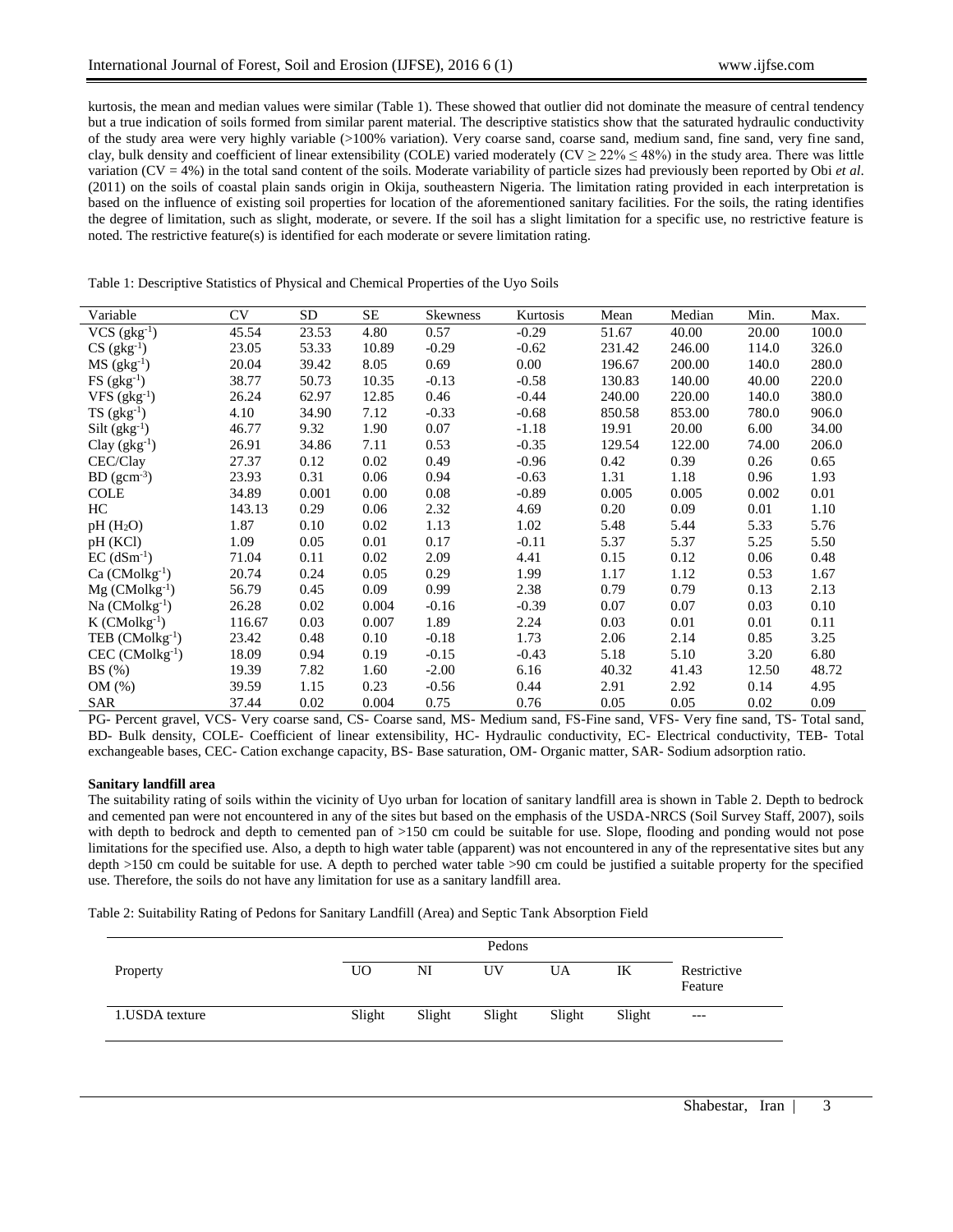kurtosis, the mean and median values were similar (Table 1). These showed that outlier did not dominate the measure of central tendency but a true indication of soils formed from similar parent material. The descriptive statistics show that the saturated hydraulic conductivity of the study area were very highly variable (>100% variation). Very coarse sand, coarse sand, medium sand, fine sand, very fine sand, clay, bulk density and coefficient of linear extensibility (COLE) varied moderately (CV ≥ 22% ≤ 48%) in the study area. There was little variation (CV = 4%) in the total sand content of the soils. Moderate variability of particle sizes had previously been reported by Obi *et al*. (2011) on the soils of coastal plain sands origin in Okija, southeastern Nigeria. The limitation rating provided in each interpretation is based on the influence of existing soil properties for location of the aforementioned sanitary facilities. For the soils, the rating identifies the degree of limitation, such as slight, moderate, or severe. If the soil has a slight limitation for a specific use, no restrictive feature is noted. The restrictive feature(s) is identified for each moderate or severe limitation rating.

Table 1: Descriptive Statistics of Physical and Chemical Properties of the Uyo Soils

| Variable | CV | SD | SE | Skewness | Kurtosis | Mean | Median | Min. | Max. |
|---|---|---|---|---|---|---|---|---|---|
| VCS ($gkg^{-1}$) | 45.54 | 23.53 | 4.80 | 0.57 | -0.29 | 51.67 | 40.00 | 20.00 | 100.0 |
| CS ($gkg^{-1}$) | 23.05 | 53.33 | 10.89 | -0.29 | -0.62 | 231.42 | 246.00 | 114.0 | 326.0 |
| MS ($gkg^{-1}$) | 20.04 | 39.42 | 8.05 | 0.69 | 0.00 | 196.67 | 200.00 | 140.0 | 280.0 |
| FS ($gkg^{-1}$) | 38.77 | 50.73 | 10.35 | -0.13 | -0.58 | 130.83 | 140.00 | 40.00 | 220.0 |
| VFS ($gkg^{-1}$) | 26.24 | 62.97 | 12.85 | 0.46 | -0.44 | 240.00 | 220.00 | 140.0 | 380.0 |
| TS ($gkg^{-1}$) | 4.10 | 34.90 | 7.12 | -0.33 | -0.68 | 850.58 | 853.00 | 780.0 | 906.0 |
| Silt ($gkg^{-1}$) | 46.77 | 9.32 | 1.90 | 0.07 | -1.18 | 19.91 | 20.00 | 6.00 | 34.00 |
| Clay ($gkg^{-1}$) | 26.91 | 34.86 | 7.11 | 0.53 | -0.35 | 129.54 | 122.00 | 74.00 | 206.0 |
| CEC/Clay | 27.37 | 0.12 | 0.02 | 0.49 | -0.96 | 0.42 | 0.39 | 0.26 | 0.65 |
| BD ($gcm^{-3}$) | 23.93 | 0.31 | 0.06 | 0.94 | -0.63 | 1.31 | 1.18 | 0.96 | 1.93 |
| COLE | 34.89 | 0.001 | 0.00 | 0.08 | -0.89 | 0.005 | 0.005 | 0.002 | 0.01 |
| HC | 143.13 | 0.29 | 0.06 | 2.32 | 4.69 | 0.20 | 0.09 | 0.01 | 1.10 |
| pH ($H_2O$) | 1.87 | 0.10 | 0.02 | 1.13 | 1.02 | 5.48 | 5.44 | 5.33 | 5.76 |
| pH (KCl) | 1.09 | 0.05 | 0.01 | 0.17 | -0.11 | 5.37 | 5.37 | 5.25 | 5.50 |
| EC ($dSm^{-1}$) | 71.04 | 0.11 | 0.02 | 2.09 | 4.41 | 0.15 | 0.12 | 0.06 | 0.48 |
| Ca ($CMolkg^{-1}$) | 20.74 | 0.24 | 0.05 | 0.29 | 1.99 | 1.17 | 1.12 | 0.53 | 1.67 |
| Mg ($CMolkg^{-1}$) | 56.79 | 0.45 | 0.09 | 0.99 | 2.38 | 0.79 | 0.79 | 0.13 | 2.13 |
| Na ($CMolkg^{-1}$) | 26.28 | 0.02 | 0.004 | -0.16 | -0.39 | 0.07 | 0.07 | 0.03 | 0.10 |
| K ($CMolkg^{-1}$) | 116.67 | 0.03 | 0.007 | 1.89 | 2.24 | 0.03 | 0.01 | 0.01 | 0.11 |
| TEB ($CMolkg^{-1}$) | 23.42 | 0.48 | 0.10 | -0.18 | 1.73 | 2.06 | 2.14 | 0.85 | 3.25 |
| CEC ($CMolkg^{-1}$) | 18.09 | 0.94 | 0.19 | -0.15 | -0.43 | 5.18 | 5.10 | 3.20 | 6.80 |
| BS (%) | 19.39 | 7.82 | 1.60 | -2.00 | 6.16 | 40.32 | 41.43 | 12.50 | 48.72 |
| OM (%) | 39.59 | 1.15 | 0.23 | -0.56 | 0.44 | 2.91 | 2.92 | 0.14 | 4.95 |
| SAR | 37.44 | 0.02 | 0.004 | 0.75 | 0.76 | 0.05 | 0.05 | 0.02 | 0.09 |

PG- Percent gravel, VCS- Very coarse sand, CS- Coarse sand, MS- Medium sand, FS-Fine sand, VFS- Very fine sand, TS- Total sand, BD- Bulk density, COLE- Coefficient of linear extensibility, HC- Hydraulic conductivity, EC- Electrical conductivity, TEB- Total exchangeable bases, CEC- Cation exchange capacity, BS- Base saturation, OM- Organic matter, SAR- Sodium adsorption ratio.

**Sanitary landfill area**

The suitability rating of soils within the vicinity of Uyo urban for location of sanitary landfill area is shown in Table 2. Depth to bedrock and cemented pan were not encountered in any of the sites but based on the emphasis of the USDA-NRCS (Soil Survey Staff, 2007), soils with depth to bedrock and depth to cemented pan of >150 cm could be suitable for use. Slope, flooding and ponding would not pose limitations for the specified use. Also, a depth to high water table (apparent) was not encountered in any of the representative sites but any depth >150 cm could be suitable for use. A depth to perched water table >90 cm could be justified a suitable property for the specified use. Therefore, the soils do not have any limitation for use as a sanitary landfill area.

Table 2: Suitability Rating of Pedons for Sanitary Landfill (Area) and Septic Tank Absorption Field

| | Pedons | | | | | |
|---|---|---|---|---|---|---|
| Property | UO | NI | UV | UA | IK | Restrictive Feature |
| 1.USDA texture | Slight | Slight | Slight | Slight | Slight | --- |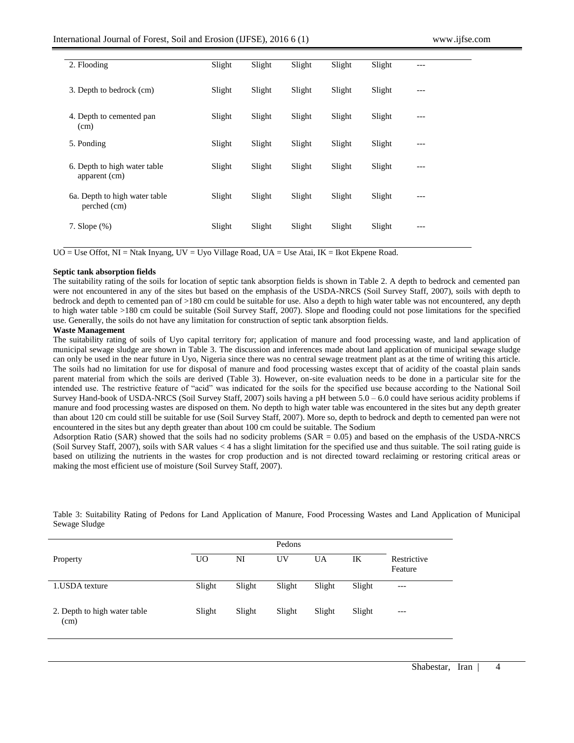| | | | | | | |
|---|---|---|---|---|---|---|
| 2. Flooding | Slight | Slight | Slight | Slight | Slight | --- |
| 3. Depth to bedrock (cm) | Slight | Slight | Slight | Slight | Slight | --- |
| 4. Depth to cemented pan (cm) | Slight | Slight | Slight | Slight | Slight | --- |
| 5. Ponding | Slight | Slight | Slight | Slight | Slight | --- |
| 6. Depth to high water table apparent (cm) | Slight | Slight | Slight | Slight | Slight | --- |
| 6a. Depth to high water table perched (cm) | Slight | Slight | Slight | Slight | Slight | --- |
| 7. Slope (%) | Slight | Slight | Slight | Slight | Slight | --- |

UO = Use Offot, NI = Ntak Inyang, UV = Uyo Village Road, UA = Use Atai, IK = Ikot Ekpene Road.

**Septic tank absorption fields**

The suitability rating of the soils for location of septic tank absorption fields is shown in Table 2. A depth to bedrock and cemented pan were not encountered in any of the sites but based on the emphasis of the USDA-NRCS (Soil Survey Staff, 2007), soils with depth to bedrock and depth to cemented pan of >180 cm could be suitable for use. Also a depth to high water table was not encountered, any depth to high water table >180 cm could be suitable (Soil Survey Staff, 2007). Slope and flooding could not pose limitations for the specified use. Generally, the soils do not have any limitation for construction of septic tank absorption fields.

**Waste Management**

The suitability rating of soils of Uyo capital territory for; application of manure and food processing waste, and land application of municipal sewage sludge are shown in Table 3. The discussion and inferences made about land application of municipal sewage sludge can only be used in the near future in Uyo, Nigeria since there was no central sewage treatment plant as at the time of writing this article. The soils had no limitation for use for disposal of manure and food processing wastes except that of acidity of the coastal plain sands parent material from which the soils are derived (Table 3). However, on-site evaluation needs to be done in a particular site for the intended use. The restrictive feature of "acid" was indicated for the soils for the specified use because according to the National Soil Survey Hand-book of USDA-NRCS (Soil Survey Staff, 2007) soils having a pH between 5.0 – 6.0 could have serious acidity problems if manure and food processing wastes are disposed on them. No depth to high water table was encountered in the sites but any depth greater than about 120 cm could still be suitable for use (Soil Survey Staff, 2007). More so, depth to bedrock and depth to cemented pan were not encountered in the sites but any depth greater than about 100 cm could be suitable. The Sodium Adsorption Ratio (SAR) showed that the soils had no sodicity problems (SAR = 0.05) and based on the emphasis of the USDA-NRCS (Soil Survey Staff, 2007), soils with SAR values < 4 has a slight limitation for the specified use and thus suitable. The soil rating guide is based on utilizing the nutrients in the wastes for crop production and is not directed toward reclaiming or restoring critical areas or making the most efficient use of moisture (Soil Survey Staff, 2007).

Table 3: Suitability Rating of Pedons for Land Application of Manure, Food Processing Wastes and Land Application of Municipal Sewage Sludge

| | Pedons | | | | | |
|---|---|---|---|---|---|---|
| Property | UO | NI | UV | UA | IK | Restrictive Feature |
| 1.USDA texture | Slight | Slight | Slight | Slight | Slight | --- |
| 2. Depth to high water table (cm) | Slight | Slight | Slight | Slight | Slight | --- |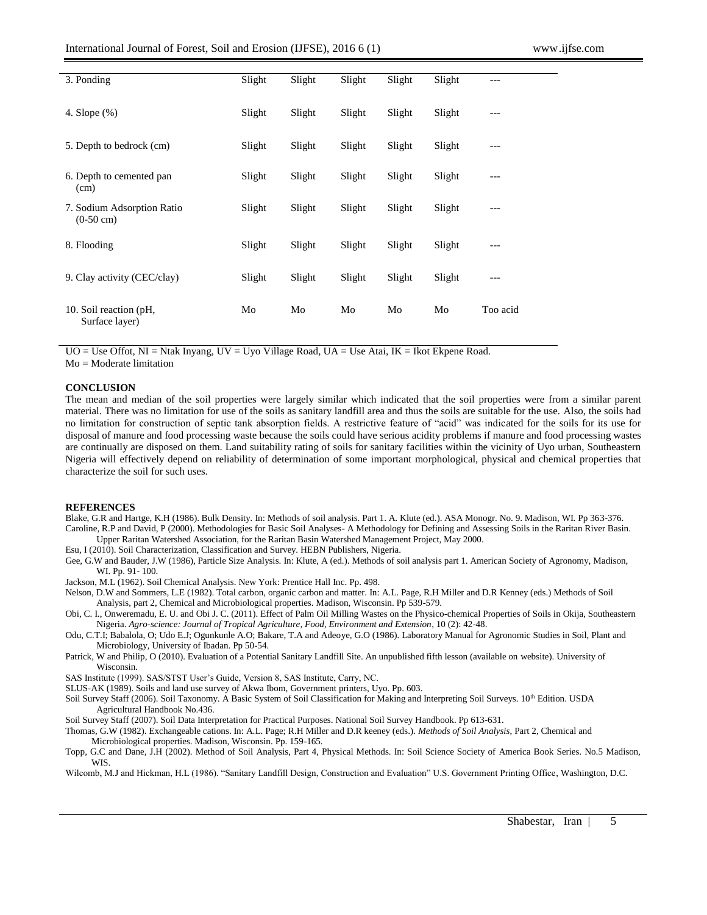| | | | | | | |
|---|---|---|---|---|---|---|
| 3. Ponding | Slight | Slight | Slight | Slight | Slight | --- |
| 4. Slope (%) | Slight | Slight | Slight | Slight | Slight | --- |
| 5. Depth to bedrock (cm) | Slight | Slight | Slight | Slight | Slight | --- |
| 6. Depth to cemented pan (cm) | Slight | Slight | Slight | Slight | Slight | --- |
| 7. Sodium Adsorption Ratio (0-50 cm) | Slight | Slight | Slight | Slight | Slight | --- |
| 8. Flooding | Slight | Slight | Slight | Slight | Slight | --- |
| 9. Clay activity (CEC/clay) | Slight | Slight | Slight | Slight | Slight | --- |
| 10. Soil reaction (pH, Surface layer) | Mo | Mo | Mo | Mo | Mo | Too acid |

UO = Use Offot, NI = Ntak Inyang, UV = Uyo Village Road, UA = Use Atai, IK = Ikot Ekpene Road.
Mo = Moderate limitation

## CONCLUSION

The mean and median of the soil properties were largely similar which indicated that the soil properties were from a similar parent material. There was no limitation for use of the soils as sanitary landfill area and thus the soils are suitable for the use. Also, the soils had no limitation for construction of septic tank absorption fields. A restrictive feature of "acid" was indicated for the soils for its use for disposal of manure and food processing waste because the soils could have serious acidity problems if manure and food processing wastes are continually are disposed on them. Land suitability rating of soils for sanitary facilities within the vicinity of Uyo urban, Southeastern Nigeria will effectively depend on reliability of determination of some important morphological, physical and chemical properties that characterize the soil for such uses.

## REFERENCES

Blake, G.R and Hartge, K.H (1986). Bulk Density. In: Methods of soil analysis. Part 1. A. Klute (ed.). ASA Monogr. No. 9. Madison, WI. Pp 363-376.

Caroline, R.P and David, P (2000). Methodologies for Basic Soil Analyses- A Methodology for Defining and Assessing Soils in the Raritan River Basin. Upper Raritan Watershed Association, for the Raritan Basin Watershed Management Project, May 2000.

Esu, I (2010). Soil Characterization, Classification and Survey. HEBN Publishers, Nigeria.

Gee, G.W and Bauder, J.W (1986), Particle Size Analysis. In: Klute, A (ed.). Methods of soil analysis part 1. American Society of Agronomy, Madison, WI. Pp. 91- 100.

Jackson, M.L (1962). Soil Chemical Analysis. New York: Prentice Hall Inc. Pp. 498.

Nelson, D.W and Sommers, L.E (1982). Total carbon, organic carbon and matter. In: A.L. Page, R.H Miller and D.R Kenney (eds.) Methods of Soil Analysis, part 2, Chemical and Microbiological properties. Madison, Wisconsin. Pp 539-579.

Obi, C. I., Onweremadu, E. U. and Obi J. C. (2011). Effect of Palm Oil Milling Wastes on the Physico-chemical Properties of Soils in Okija, Southeastern Nigeria. *Agro-science: Journal of Tropical Agriculture, Food, Environment and Extension*, 10 (2): 42-48.

Odu, C.T.I; Babalola, O; Udo E.J; Ogunkunle A.O; Bakare, T.A and Adeoye, G.O (1986). Laboratory Manual for Agronomic Studies in Soil, Plant and Microbiology, University of Ibadan. Pp 50-54.

Patrick, W and Philip, O (2010). Evaluation of a Potential Sanitary Landfill Site. An unpublished fifth lesson (available on website). University of Wisconsin.

SAS Institute (1999). SAS/STST User's Guide, Version 8, SAS Institute, Carry, NC.

SLUS-AK (1989). Soils and land use survey of Akwa Ibom, Government printers, Uyo. Pp. 603.

Soil Survey Staff (2006). Soil Taxonomy. A Basic System of Soil Classification for Making and Interpreting Soil Surveys. 10th Edition. USDA Agricultural Handbook No.436.

Soil Survey Staff (2007). Soil Data Interpretation for Practical Purposes. National Soil Survey Handbook. Pp 613-631.

Thomas, G.W (1982). Exchangeable cations. In: A.L. Page; R.H Miller and D.R keeney (eds.). *Methods of Soil Analysis*, Part 2, Chemical and Microbiological properties. Madison, Wisconsin. Pp. 159-165.

Topp, G.C and Dane, J.H (2002). Method of Soil Analysis, Part 4, Physical Methods. In: Soil Science Society of America Book Series. No.5 Madison, WIS.

Wilcomb, M.J and Hickman, H.L (1986). "Sanitary Landfill Design, Construction and Evaluation" U.S. Government Printing Office, Washington, D.C.